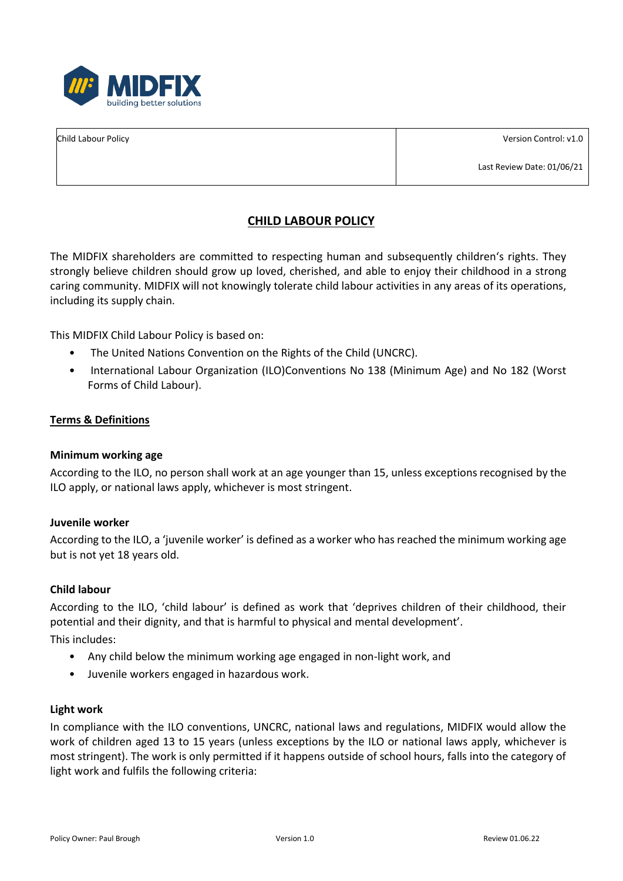| Child Labour Policy | Version Control: v1.0<br><br>Last Review Date: 01/06/21 |
|---|---|

# CHILD LABOUR POLICY

The MIDFIX shareholders are committed to respecting human and subsequently children's rights. They strongly believe children should grow up loved, cherished, and able to enjoy their childhood in a strong caring community. MIDFIX will not knowingly tolerate child labour activities in any areas of its operations, including its supply chain.

This MIDFIX Child Labour Policy is based on:

- The United Nations Convention on the Rights of the Child (UNCRC).
- International Labour Organization (ILO)Conventions No 138 (Minimum Age) and No 182 (Worst Forms of Child Labour).

## Terms & Definitions

### Minimum working age

According to the ILO, no person shall work at an age younger than 15, unless exceptions recognised by the ILO apply, or national laws apply, whichever is most stringent.

### Juvenile worker

According to the ILO, a 'juvenile worker' is defined as a worker who has reached the minimum working age but is not yet 18 years old.

### Child labour

According to the ILO, 'child labour' is defined as work that 'deprives children of their childhood, their potential and their dignity, and that is harmful to physical and mental development'.

This includes:

- Any child below the minimum working age engaged in non-light work, and
- Juvenile workers engaged in hazardous work.

### Light work

In compliance with the ILO conventions, UNCRC, national laws and regulations, MIDFIX would allow the work of children aged 13 to 15 years (unless exceptions by the ILO or national laws apply, whichever is most stringent). The work is only permitted if it happens outside of school hours, falls into the category of light work and fulfils the following criteria: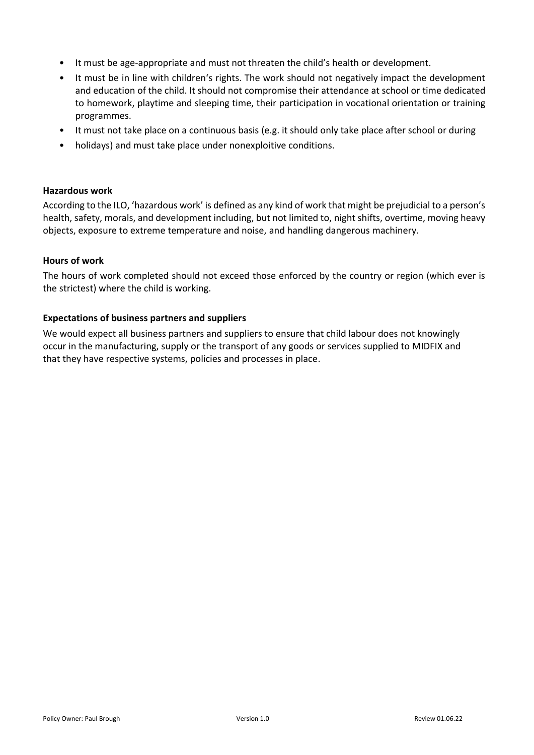- It must be age-appropriate and must not threaten the child's health or development.
- It must be in line with children's rights. The work should not negatively impact the development and education of the child. It should not compromise their attendance at school or time dedicated to homework, playtime and sleeping time, their participation in vocational orientation or training programmes.
- It must not take place on a continuous basis (e.g. it should only take place after school or during
- holidays) and must take place under nonexploitive conditions.

**Hazardous work**

According to the ILO, 'hazardous work' is defined as any kind of work that might be prejudicial to a person's health, safety, morals, and development including, but not limited to, night shifts, overtime, moving heavy objects, exposure to extreme temperature and noise, and handling dangerous machinery.

**Hours of work**

The hours of work completed should not exceed those enforced by the country or region (which ever is the strictest) where the child is working.

**Expectations of business partners and suppliers**

We would expect all business partners and suppliers to ensure that child labour does not knowingly occur in the manufacturing, supply or the transport of any goods or services supplied to MIDFIX and that they have respective systems, policies and processes in place.